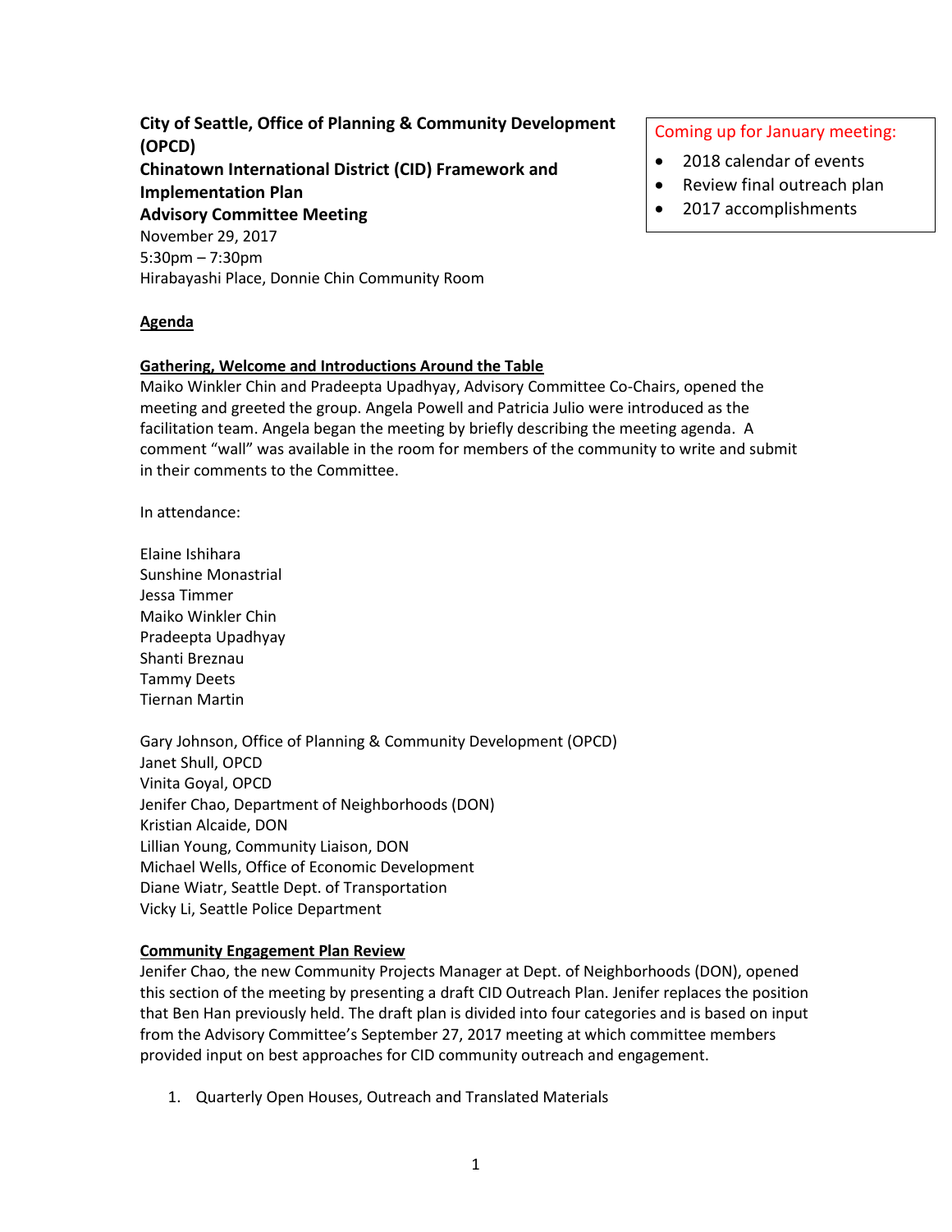**City of Seattle, Office of Planning & Community Development (OPCD)**
**Chinatown International District (CID) Framework and Implementation Plan**
**Advisory Committee Meeting**

November 29, 2017
5:30pm – 7:30pm
Hirabayashi Place, Donnie Chin Community Room

> Coming up for January meeting:
> - 2018 calendar of events
> - Review final outreach plan
> - 2017 accomplishments

## Agenda

### Gathering, Welcome and Introductions Around the Table

Maiko Winkler Chin and Pradeepta Upadhyay, Advisory Committee Co-Chairs, opened the meeting and greeted the group. Angela Powell and Patricia Julio were introduced as the facilitation team. Angela began the meeting by briefly describing the meeting agenda. A comment "wall" was available in the room for members of the community to write and submit in their comments to the Committee.

In attendance:

Elaine Ishihara
Sunshine Monastrial
Jessa Timmer
Maiko Winkler Chin
Pradeepta Upadhyay
Shanti Breznau
Tammy Deets
Tiernan Martin

Gary Johnson, Office of Planning & Community Development (OPCD)
Janet Shull, OPCD
Vinita Goyal, OPCD
Jenifer Chao, Department of Neighborhoods (DON)
Kristian Alcaide, DON
Lillian Young, Community Liaison, DON
Michael Wells, Office of Economic Development
Diane Wiatr, Seattle Dept. of Transportation
Vicky Li, Seattle Police Department

### Community Engagement Plan Review

Jenifer Chao, the new Community Projects Manager at Dept. of Neighborhoods (DON), opened this section of the meeting by presenting a draft CID Outreach Plan. Jenifer replaces the position that Ben Han previously held. The draft plan is divided into four categories and is based on input from the Advisory Committee's September 27, 2017 meeting at which committee members provided input on best approaches for CID community outreach and engagement.

1. Quarterly Open Houses, Outreach and Translated Materials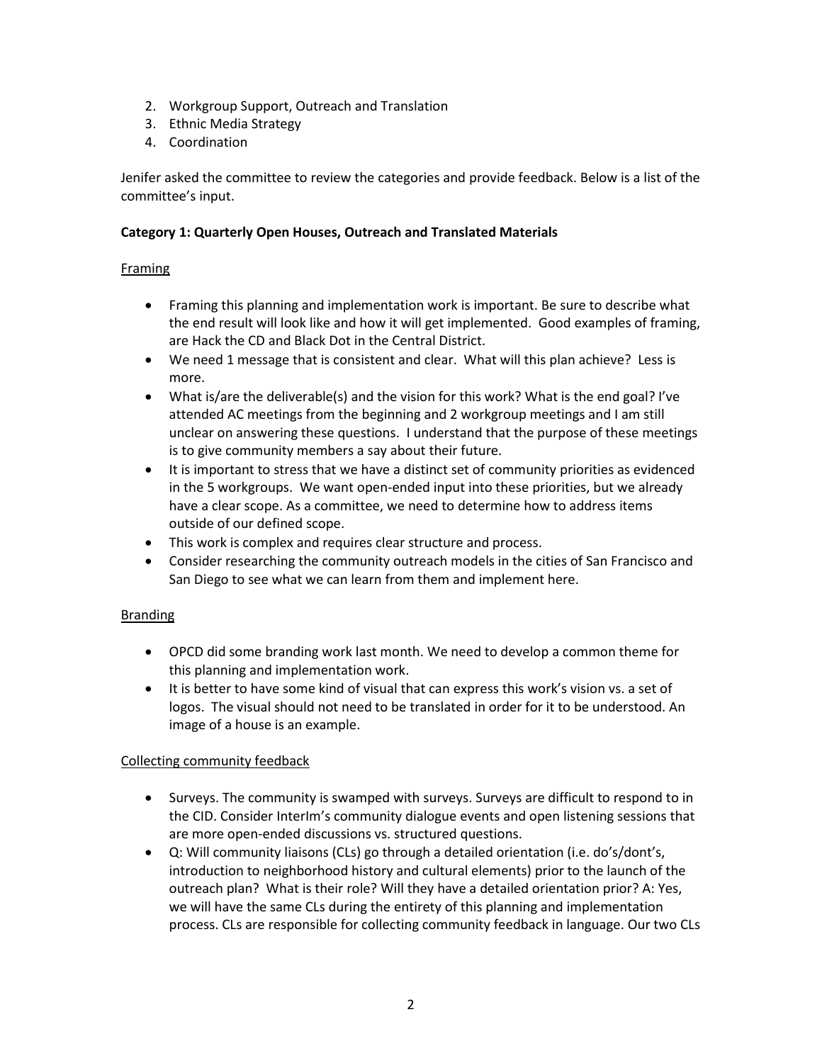2. Workgroup Support, Outreach and Translation
3. Ethnic Media Strategy
4. Coordination

Jenifer asked the committee to review the categories and provide feedback. Below is a list of the committee's input.

**Category 1: Quarterly Open Houses, Outreach and Translated Materials**

<u>Framing</u>

- Framing this planning and implementation work is important. Be sure to describe what the end result will look like and how it will get implemented. Good examples of framing, are Hack the CD and Black Dot in the Central District.
- We need 1 message that is consistent and clear. What will this plan achieve? Less is more.
- What is/are the deliverable(s) and the vision for this work? What is the end goal? I've attended AC meetings from the beginning and 2 workgroup meetings and I am still unclear on answering these questions. I understand that the purpose of these meetings is to give community members a say about their future.
- It is important to stress that we have a distinct set of community priorities as evidenced in the 5 workgroups. We want open-ended input into these priorities, but we already have a clear scope. As a committee, we need to determine how to address items outside of our defined scope.
- This work is complex and requires clear structure and process.
- Consider researching the community outreach models in the cities of San Francisco and San Diego to see what we can learn from them and implement here.

<u>Branding</u>

- OPCD did some branding work last month. We need to develop a common theme for this planning and implementation work.
- It is better to have some kind of visual that can express this work's vision vs. a set of logos. The visual should not need to be translated in order for it to be understood. An image of a house is an example.

<u>Collecting community feedback</u>

- Surveys. The community is swamped with surveys. Surveys are difficult to respond to in the CID. Consider InterIm's community dialogue events and open listening sessions that are more open-ended discussions vs. structured questions.
- Q: Will community liaisons (CLs) go through a detailed orientation (i.e. do's/dont's, introduction to neighborhood history and cultural elements) prior to the launch of the outreach plan? What is their role? Will they have a detailed orientation prior? A: Yes, we will have the same CLs during the entirety of this planning and implementation process. CLs are responsible for collecting community feedback in language. Our two CLs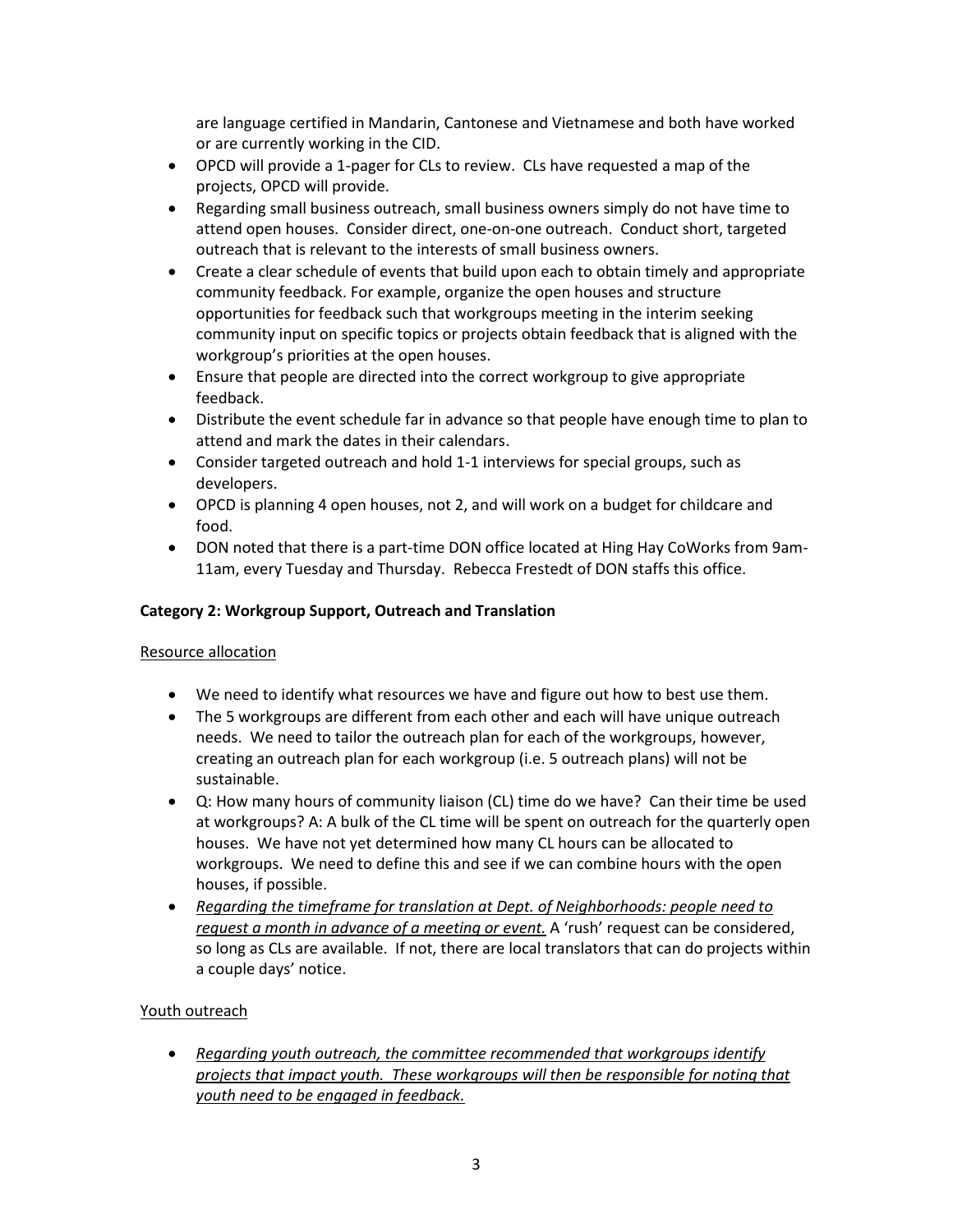are language certified in Mandarin, Cantonese and Vietnamese and both have worked or are currently working in the CID.

- OPCD will provide a 1-pager for CLs to review. CLs have requested a map of the projects, OPCD will provide.
- Regarding small business outreach, small business owners simply do not have time to attend open houses. Consider direct, one-on-one outreach. Conduct short, targeted outreach that is relevant to the interests of small business owners.
- Create a clear schedule of events that build upon each to obtain timely and appropriate community feedback. For example, organize the open houses and structure opportunities for feedback such that workgroups meeting in the interim seeking community input on specific topics or projects obtain feedback that is aligned with the workgroup's priorities at the open houses.
- Ensure that people are directed into the correct workgroup to give appropriate feedback.
- Distribute the event schedule far in advance so that people have enough time to plan to attend and mark the dates in their calendars.
- Consider targeted outreach and hold 1-1 interviews for special groups, such as developers.
- OPCD is planning 4 open houses, not 2, and will work on a budget for childcare and food.
- DON noted that there is a part-time DON office located at Hing Hay CoWorks from 9am-11am, every Tuesday and Thursday. Rebecca Frestedt of DON staffs this office.

**Category 2: Workgroup Support, Outreach and Translation**

<u>Resource allocation</u>

- We need to identify what resources we have and figure out how to best use them.
- The 5 workgroups are different from each other and each will have unique outreach needs. We need to tailor the outreach plan for each of the workgroups, however, creating an outreach plan for each workgroup (i.e. 5 outreach plans) will not be sustainable.
- Q: How many hours of community liaison (CL) time do we have? Can their time be used at workgroups? A: A bulk of the CL time will be spent on outreach for the quarterly open houses. We have not yet determined how many CL hours can be allocated to workgroups. We need to define this and see if we can combine hours with the open houses, if possible.
- *<u>Regarding the timeframe for translation at Dept. of Neighborhoods: people need to request a month in advance of a meeting or event.</u>* A 'rush' request can be considered, so long as CLs are available. If not, there are local translators that can do projects within a couple days' notice.

<u>Youth outreach</u>

- *<u>Regarding youth outreach, the committee recommended that workgroups identify projects that impact youth. These workgroups will then be responsible for noting that youth need to be engaged in feedback.</u>*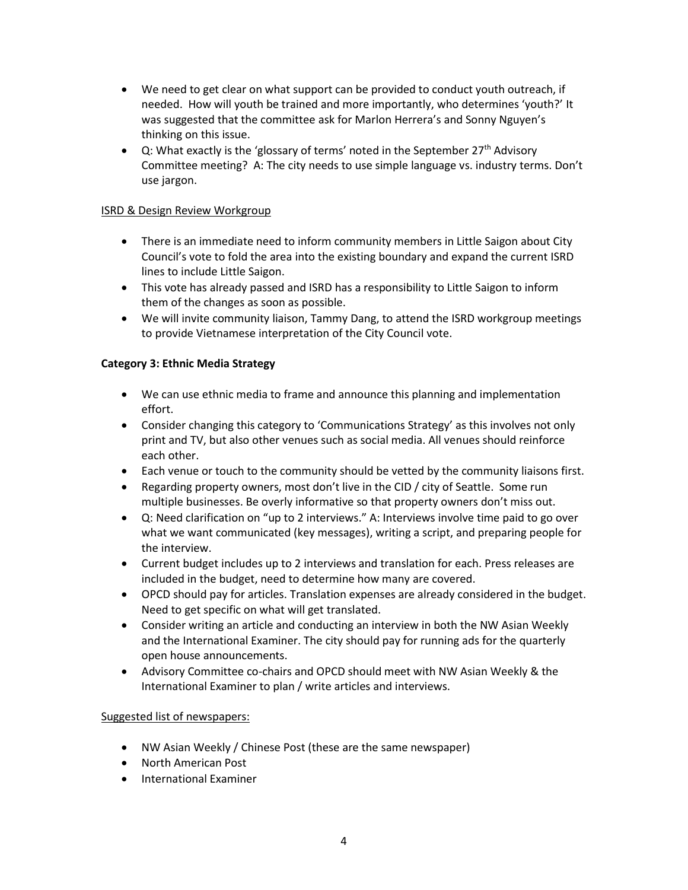- We need to get clear on what support can be provided to conduct youth outreach, if needed. How will youth be trained and more importantly, who determines 'youth?' It was suggested that the committee ask for Marlon Herrera's and Sonny Nguyen's thinking on this issue.
- Q: What exactly is the 'glossary of terms' noted in the September 27th Advisory Committee meeting? A: The city needs to use simple language vs. industry terms. Don't use jargon.

ISRD & Design Review Workgroup

- There is an immediate need to inform community members in Little Saigon about City Council's vote to fold the area into the existing boundary and expand the current ISRD lines to include Little Saigon.
- This vote has already passed and ISRD has a responsibility to Little Saigon to inform them of the changes as soon as possible.
- We will invite community liaison, Tammy Dang, to attend the ISRD workgroup meetings to provide Vietnamese interpretation of the City Council vote.

**Category 3: Ethnic Media Strategy**

- We can use ethnic media to frame and announce this planning and implementation effort.
- Consider changing this category to 'Communications Strategy' as this involves not only print and TV, but also other venues such as social media. All venues should reinforce each other.
- Each venue or touch to the community should be vetted by the community liaisons first.
- Regarding property owners, most don't live in the CID / city of Seattle. Some run multiple businesses. Be overly informative so that property owners don't miss out.
- Q: Need clarification on "up to 2 interviews." A: Interviews involve time paid to go over what we want communicated (key messages), writing a script, and preparing people for the interview.
- Current budget includes up to 2 interviews and translation for each. Press releases are included in the budget, need to determine how many are covered.
- OPCD should pay for articles. Translation expenses are already considered in the budget. Need to get specific on what will get translated.
- Consider writing an article and conducting an interview in both the NW Asian Weekly and the International Examiner. The city should pay for running ads for the quarterly open house announcements.
- Advisory Committee co-chairs and OPCD should meet with NW Asian Weekly & the International Examiner to plan / write articles and interviews.

Suggested list of newspapers:

- NW Asian Weekly / Chinese Post (these are the same newspaper)
- North American Post
- International Examiner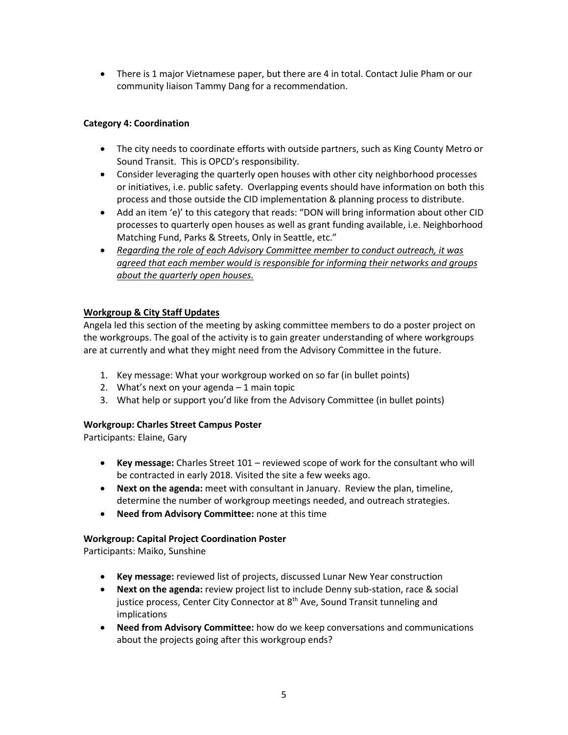- There is 1 major Vietnamese paper, but there are 4 in total. Contact Julie Pham or our community liaison Tammy Dang for a recommendation.

**Category 4: Coordination**

- The city needs to coordinate efforts with outside partners, such as King County Metro or Sound Transit. This is OPCD's responsibility.
- Consider leveraging the quarterly open houses with other city neighborhood processes or initiatives, i.e. public safety. Overlapping events should have information on both this process and those outside the CID implementation & planning process to distribute.
- Add an item 'e)' to this category that reads: "DON will bring information about other CID processes to quarterly open houses as well as grant funding available, i.e. Neighborhood Matching Fund, Parks & Streets, Only in Seattle, etc."
- *Regarding the role of each Advisory Committee member to conduct outreach, it was agreed that each member would is responsible for informing their networks and groups about the quarterly open houses.*

**Workgroup & City Staff Updates**

Angela led this section of the meeting by asking committee members to do a poster project on the workgroups. The goal of the activity is to gain greater understanding of where workgroups are at currently and what they might need from the Advisory Committee in the future.

1. Key message: What your workgroup worked on so far (in bullet points)
2. What's next on your agenda – 1 main topic
3. What help or support you'd like from the Advisory Committee (in bullet points)

**Workgroup: Charles Street Campus Poster**

Participants: Elaine, Gary

- **Key message:** Charles Street 101 – reviewed scope of work for the consultant who will be contracted in early 2018. Visited the site a few weeks ago.
- **Next on the agenda:** meet with consultant in January. Review the plan, timeline, determine the number of workgroup meetings needed, and outreach strategies.
- **Need from Advisory Committee:** none at this time

**Workgroup: Capital Project Coordination Poster**

Participants: Maiko, Sunshine

- **Key message:** reviewed list of projects, discussed Lunar New Year construction
- **Next on the agenda:** review project list to include Denny sub-station, race & social justice process, Center City Connector at 8th Ave, Sound Transit tunneling and implications
- **Need from Advisory Committee:** how do we keep conversations and communications about the projects going after this workgroup ends?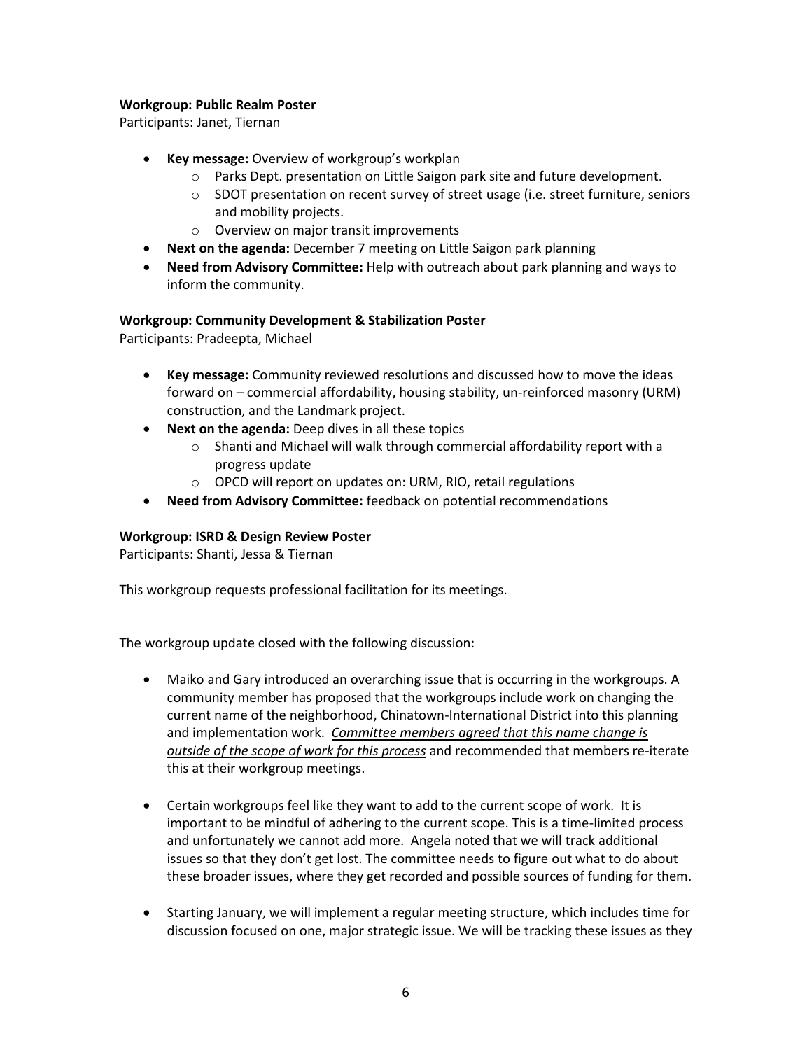**Workgroup: Public Realm Poster**

Participants: Janet, Tiernan

- **Key message:** Overview of workgroup's workplan
    - Parks Dept. presentation on Little Saigon park site and future development.
    - SDOT presentation on recent survey of street usage (i.e. street furniture, seniors and mobility projects.
    - Overview on major transit improvements
- **Next on the agenda:** December 7 meeting on Little Saigon park planning
- **Need from Advisory Committee:** Help with outreach about park planning and ways to inform the community.

**Workgroup: Community Development & Stabilization Poster**

Participants: Pradeepta, Michael

- **Key message:** Community reviewed resolutions and discussed how to move the ideas forward on – commercial affordability, housing stability, un-reinforced masonry (URM) construction, and the Landmark project.
- **Next on the agenda:** Deep dives in all these topics
    - Shanti and Michael will walk through commercial affordability report with a progress update
    - OPCD will report on updates on: URM, RIO, retail regulations
- **Need from Advisory Committee:** feedback on potential recommendations

**Workgroup: ISRD & Design Review Poster**

Participants: Shanti, Jessa & Tiernan

This workgroup requests professional facilitation for its meetings.

The workgroup update closed with the following discussion:

- Maiko and Gary introduced an overarching issue that is occurring in the workgroups. A community member has proposed that the workgroups include work on changing the current name of the neighborhood, Chinatown-International District into this planning and implementation work. ***<u>Committee members agreed that this name change is outside of the scope of work for this process</u>*** and recommended that members re-iterate this at their workgroup meetings.

- Certain workgroups feel like they want to add to the current scope of work. It is important to be mindful of adhering to the current scope. This is a time-limited process and unfortunately we cannot add more. Angela noted that we will track additional issues so that they don't get lost. The committee needs to figure out what to do about these broader issues, where they get recorded and possible sources of funding for them.

- Starting January, we will implement a regular meeting structure, which includes time for discussion focused on one, major strategic issue. We will be tracking these issues as they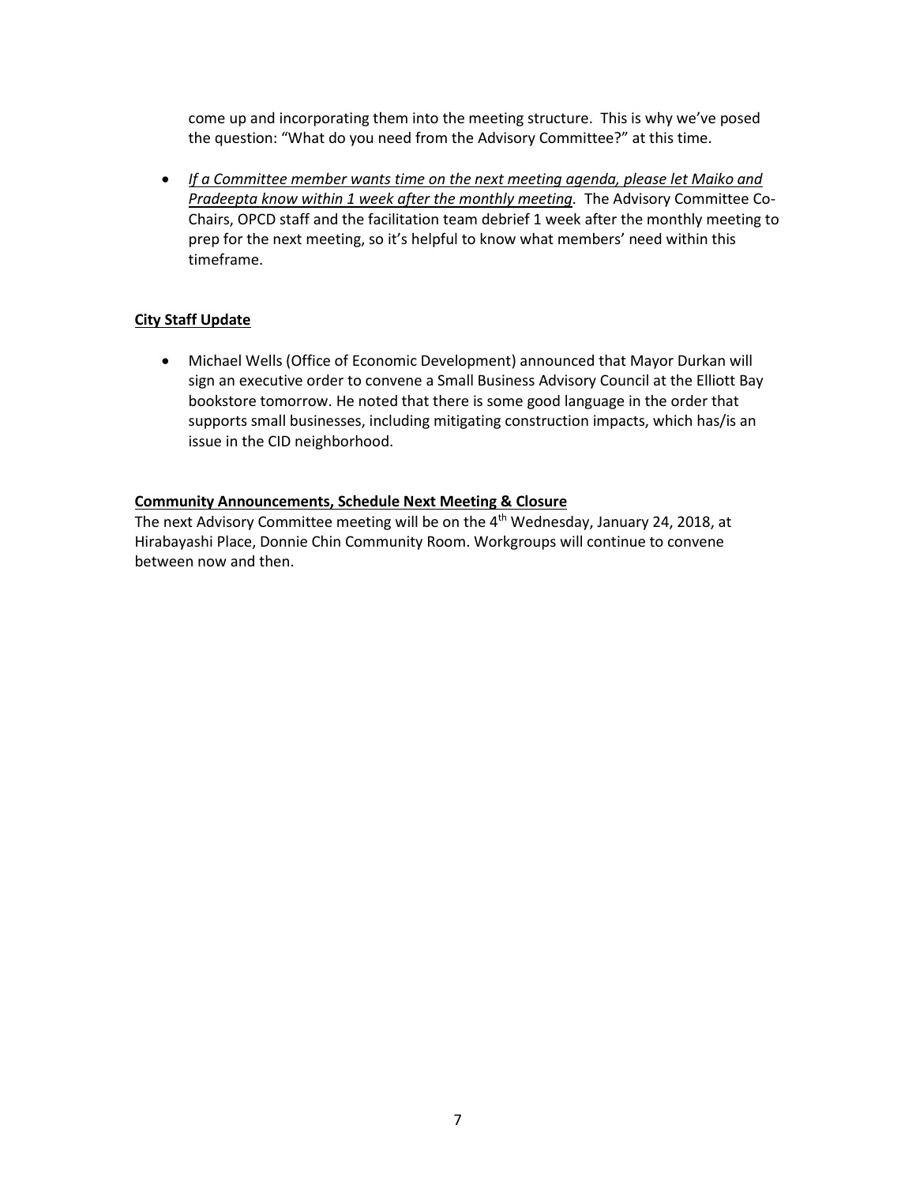come up and incorporating them into the meeting structure. This is why we've posed the question: "What do you need from the Advisory Committee?" at this time.

- *If a Committee member wants time on the next meeting agenda, please let Maiko and Pradeepta know within 1 week after the monthly meeting.* The Advisory Committee Co-Chairs, OPCD staff and the facilitation team debrief 1 week after the monthly meeting to prep for the next meeting, so it's helpful to know what members' need within this timeframe.

**City Staff Update**

- Michael Wells (Office of Economic Development) announced that Mayor Durkan will sign an executive order to convene a Small Business Advisory Council at the Elliott Bay bookstore tomorrow. He noted that there is some good language in the order that supports small businesses, including mitigating construction impacts, which has/is an issue in the CID neighborhood.

**Community Announcements, Schedule Next Meeting & Closure**

The next Advisory Committee meeting will be on the 4th Wednesday, January 24, 2018, at Hirabayashi Place, Donnie Chin Community Room. Workgroups will continue to convene between now and then.